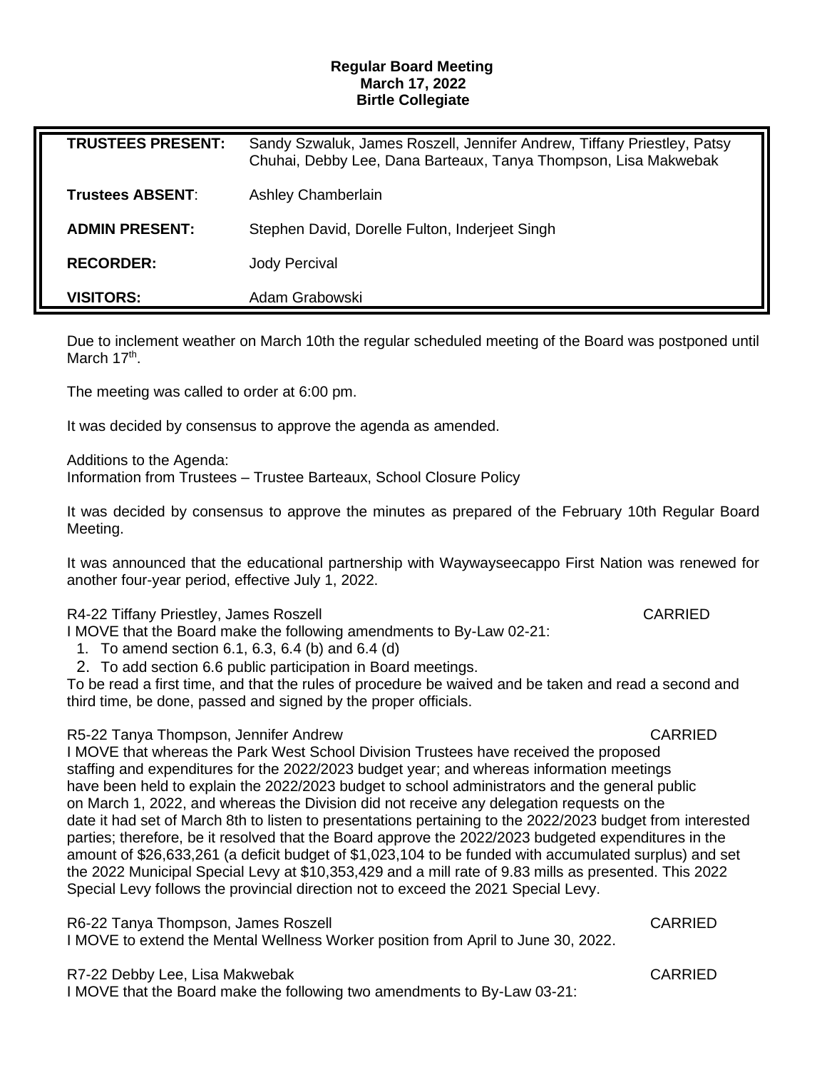**Regular Board Meeting**
**March 17, 2022**
**Birtle Collegiate**

| | |
|---|---|
| **TRUSTEES PRESENT:** | Sandy Szwaluk, James Roszell, Jennifer Andrew, Tiffany Priestley, Patsy Chuhai, Debby Lee, Dana Barteaux, Tanya Thompson, Lisa Makwebak |
| **Trustees ABSENT**: | Ashley Chamberlain |
| **ADMIN PRESENT:** | Stephen David, Dorelle Fulton, Inderjeet Singh |
| **RECORDER:** | Jody Percival |
| **VISITORS:** | Adam Grabowski |

Due to inclement weather on March 10th the regular scheduled meeting of the Board was postponed until March 17th.

The meeting was called to order at 6:00 pm.

It was decided by consensus to approve the agenda as amended.

Additions to the Agenda:
Information from Trustees – Trustee Barteaux, School Closure Policy

It was decided by consensus to approve the minutes as prepared of the February 10th Regular Board Meeting.

It was announced that the educational partnership with Waywayseecappo First Nation was renewed for another four-year period, effective July 1, 2022.

R4-22 Tiffany Priestley, James Roszell — CARRIED
I MOVE that the Board make the following amendments to By-Law 02-21:

1. To amend section 6.1, 6.3, 6.4 (b) and 6.4 (d)
2. To add section 6.6 public participation in Board meetings.

To be read a first time, and that the rules of procedure be waived and be taken and read a second and third time, be done, passed and signed by the proper officials.

R5-22 Tanya Thompson, Jennifer Andrew — CARRIED
I MOVE that whereas the Park West School Division Trustees have received the proposed staffing and expenditures for the 2022/2023 budget year; and whereas information meetings have been held to explain the 2022/2023 budget to school administrators and the general public on March 1, 2022, and whereas the Division did not receive any delegation requests on the date it had set of March 8th to listen to presentations pertaining to the 2022/2023 budget from interested parties; therefore, be it resolved that the Board approve the 2022/2023 budgeted expenditures in the amount of $26,633,261 (a deficit budget of $1,023,104 to be funded with accumulated surplus) and set the 2022 Municipal Special Levy at $10,353,429 and a mill rate of 9.83 mills as presented. This 2022 Special Levy follows the provincial direction not to exceed the 2021 Special Levy.

R6-22 Tanya Thompson, James Roszell — CARRIED
I MOVE to extend the Mental Wellness Worker position from April to June 30, 2022.

R7-22 Debby Lee, Lisa Makwebak — CARRIED
I MOVE that the Board make the following two amendments to By-Law 03-21: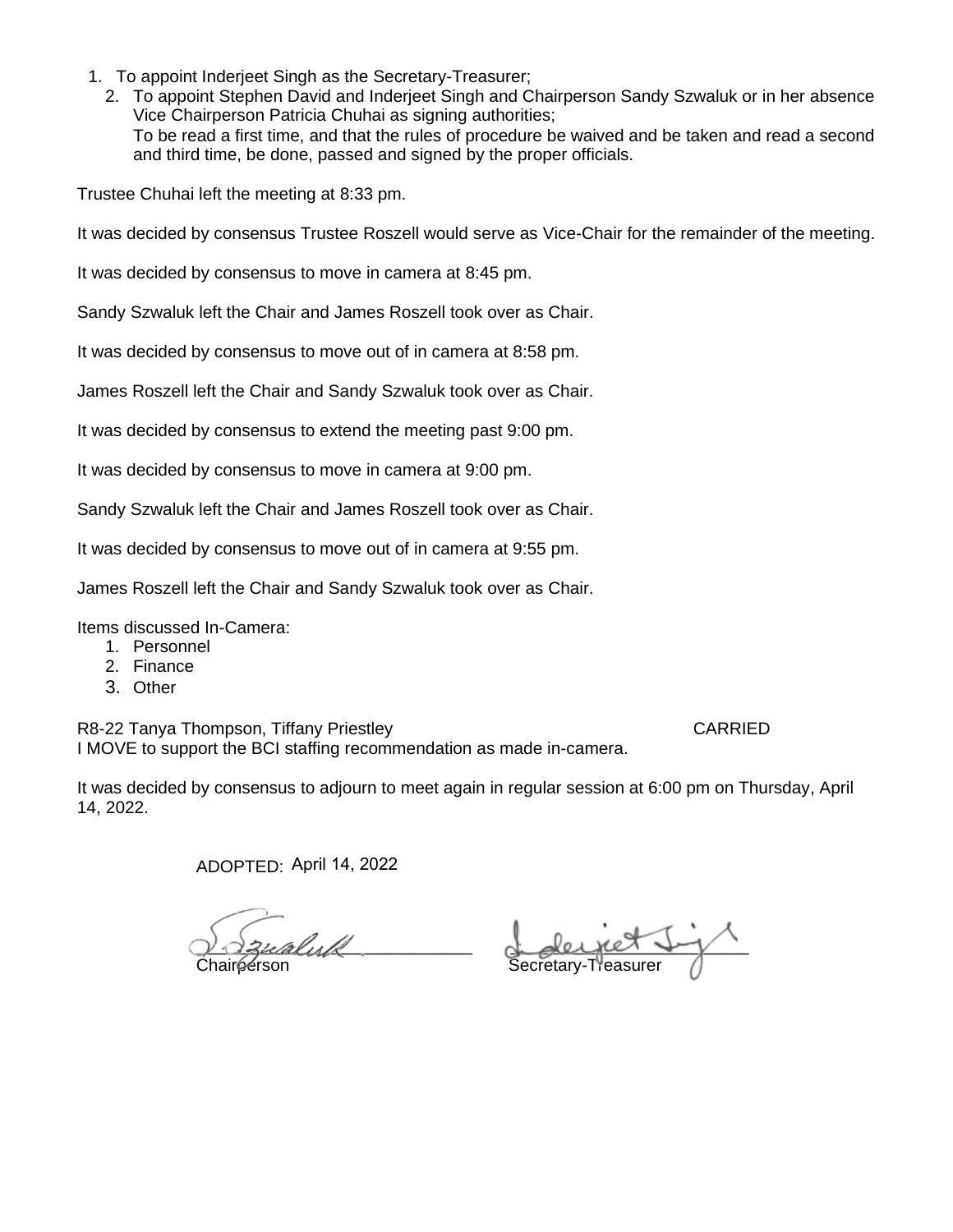1. To appoint Inderjeet Singh as the Secretary-Treasurer;
2. To appoint Stephen David and Inderjeet Singh and Chairperson Sandy Szwaluk or in her absence Vice Chairperson Patricia Chuhai as signing authorities;
   To be read a first time, and that the rules of procedure be waived and be taken and read a second and third time, be done, passed and signed by the proper officials.

Trustee Chuhai left the meeting at 8:33 pm.

It was decided by consensus Trustee Roszell would serve as Vice-Chair for the remainder of the meeting.

It was decided by consensus to move in camera at 8:45 pm.

Sandy Szwaluk left the Chair and James Roszell took over as Chair.

It was decided by consensus to move out of in camera at 8:58 pm.

James Roszell left the Chair and Sandy Szwaluk took over as Chair.

It was decided by consensus to extend the meeting past 9:00 pm.

It was decided by consensus to move in camera at 9:00 pm.

Sandy Szwaluk left the Chair and James Roszell took over as Chair.

It was decided by consensus to move out of in camera at 9:55 pm.

James Roszell left the Chair and Sandy Szwaluk took over as Chair.

Items discussed In-Camera:

1. Personnel
2. Finance
3. Other

R8-22 Tanya Thompson, Tiffany Priestley CARRIED
I MOVE to support the BCI staffing recommendation as made in-camera.

It was decided by consensus to adjourn to meet again in regular session at 6:00 pm on Thursday, April 14, 2022.

ADOPTED: April 14, 2022

Chairperson

Secretary-Treasurer